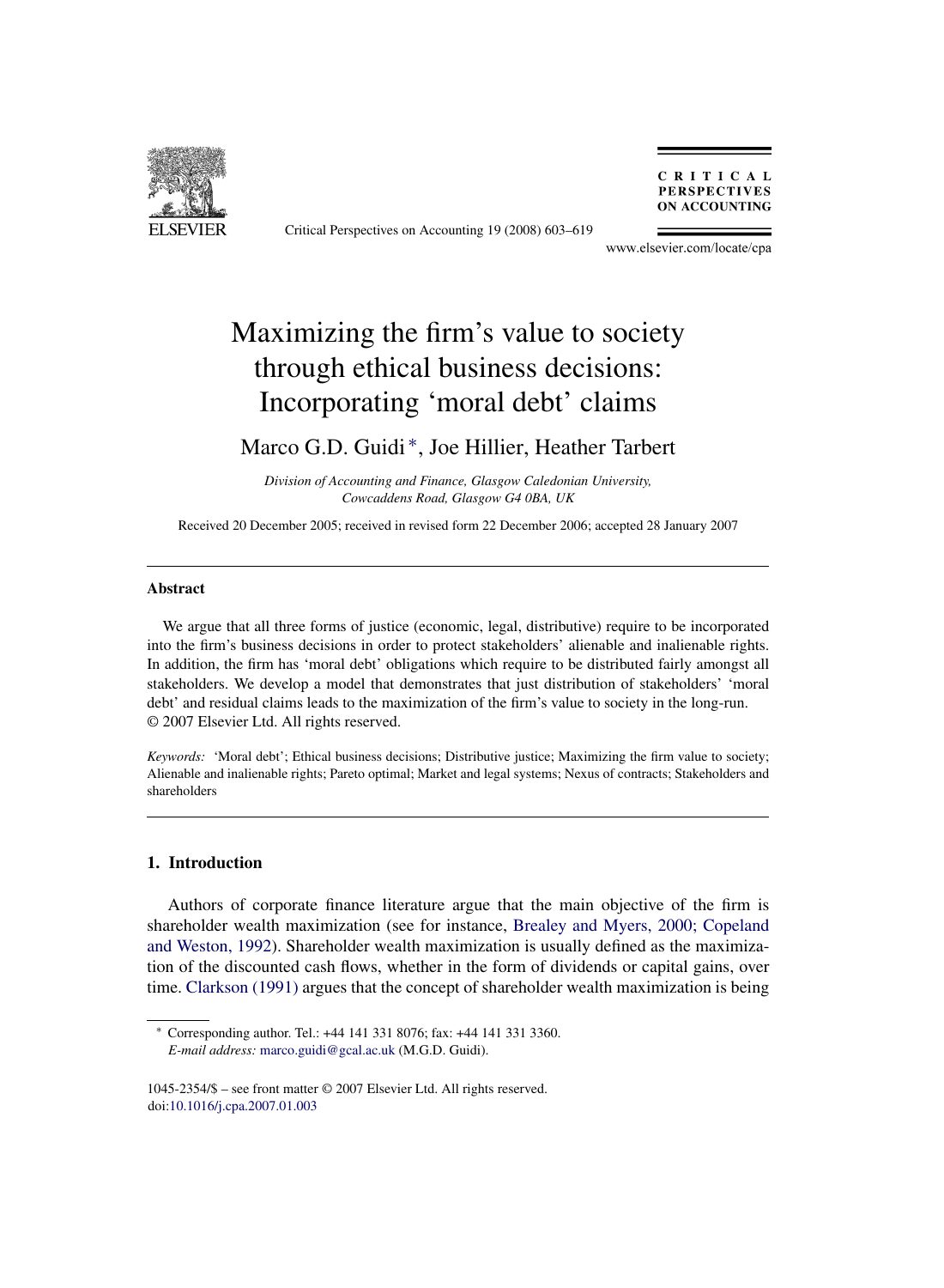# Maximizing the firm's value to society through ethical business decisions: Incorporating 'moral debt' claims

Marco G.D. Guidi *, Joe Hillier, Heather Tarbert

*Division of Accounting and Finance, Glasgow Caledonian University, Cowcaddens Road, Glasgow G4 0BA, UK*

Received 20 December 2005; received in revised form 22 December 2006; accepted 28 January 2007

## Abstract

We argue that all three forms of justice (economic, legal, distributive) require to be incorporated into the firm's business decisions in order to protect stakeholders' alienable and inalienable rights. In addition, the firm has 'moral debt' obligations which require to be distributed fairly amongst all stakeholders. We develop a model that demonstrates that just distribution of stakeholders' 'moral debt' and residual claims leads to the maximization of the firm's value to society in the long-run.
© 2007 Elsevier Ltd. All rights reserved.

*Keywords:* 'Moral debt'; Ethical business decisions; Distributive justice; Maximizing the firm value to society; Alienable and inalienable rights; Pareto optimal; Market and legal systems; Nexus of contracts; Stakeholders and shareholders

## 1. Introduction

Authors of corporate finance literature argue that the main objective of the firm is shareholder wealth maximization (see for instance, Brealey and Myers, 2000; Copeland and Weston, 1992). Shareholder wealth maximization is usually defined as the maximization of the discounted cash flows, whether in the form of dividends or capital gains, over time. Clarkson (1991) argues that the concept of shareholder wealth maximization is being

* Corresponding author. Tel.: +44 141 331 8076; fax: +44 141 331 3360.
*E-mail address:* marco.guidi@gcal.ac.uk (M.G.D. Guidi).

1045-2354/$ – see front matter © 2007 Elsevier Ltd. All rights reserved.
doi:10.1016/j.cpa.2007.01.003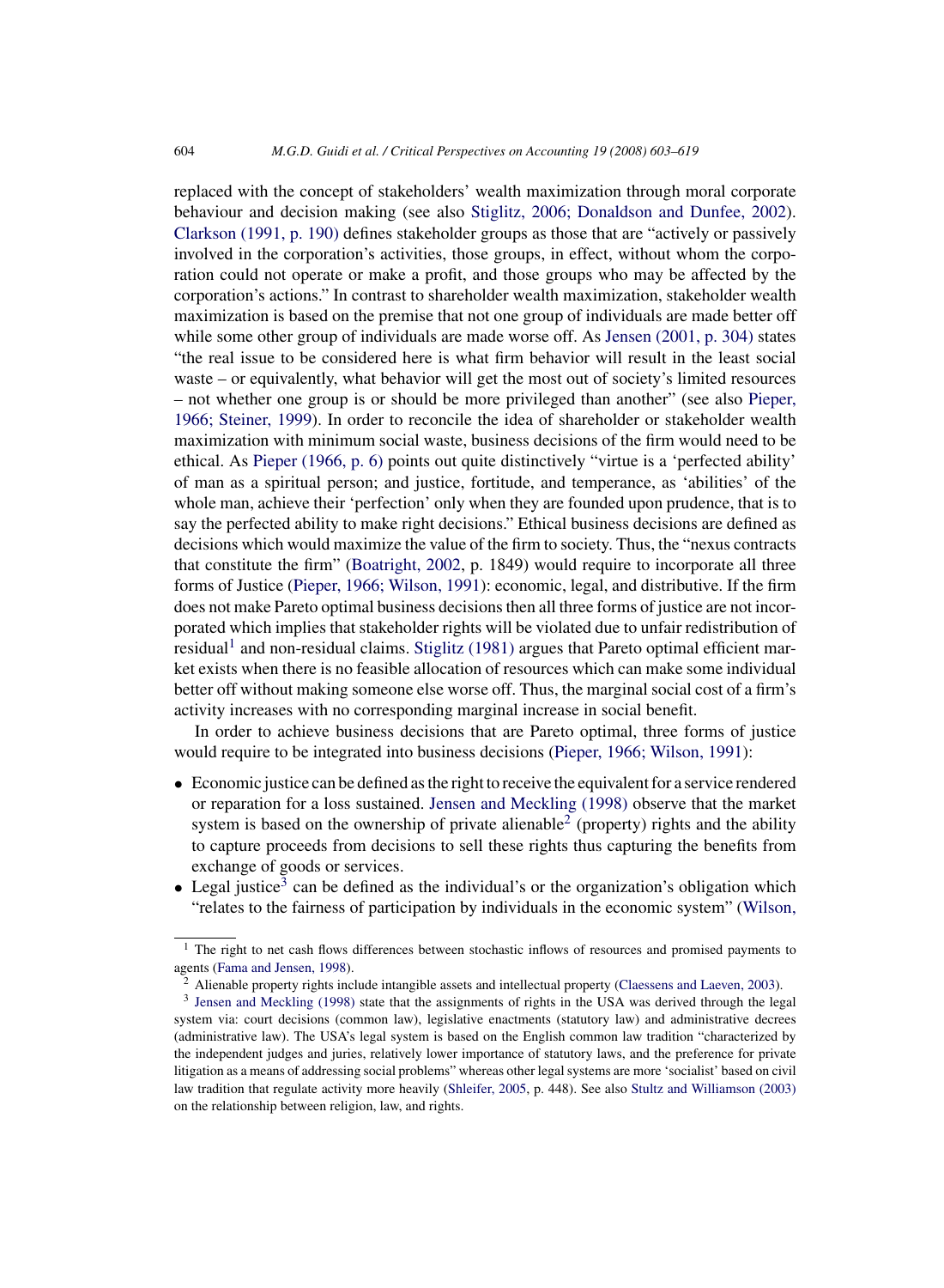replaced with the concept of stakeholders' wealth maximization through moral corporate behaviour and decision making (see also Stiglitz, 2006; Donaldson and Dunfee, 2002). Clarkson (1991, p. 190) defines stakeholder groups as those that are "actively or passively involved in the corporation's activities, those groups, in effect, without whom the corporation could not operate or make a profit, and those groups who may be affected by the corporation's actions." In contrast to shareholder wealth maximization, stakeholder wealth maximization is based on the premise that not one group of individuals are made better off while some other group of individuals are made worse off. As Jensen (2001, p. 304) states "the real issue to be considered here is what firm behavior will result in the least social waste – or equivalently, what behavior will get the most out of society's limited resources – not whether one group is or should be more privileged than another" (see also Pieper, 1966; Steiner, 1999). In order to reconcile the idea of shareholder or stakeholder wealth maximization with minimum social waste, business decisions of the firm would need to be ethical. As Pieper (1966, p. 6) points out quite distinctively "virtue is a 'perfected ability' of man as a spiritual person; and justice, fortitude, and temperance, as 'abilities' of the whole man, achieve their 'perfection' only when they are founded upon prudence, that is to say the perfected ability to make right decisions." Ethical business decisions are defined as decisions which would maximize the value of the firm to society. Thus, the "nexus contracts that constitute the firm" (Boatright, 2002, p. 1849) would require to incorporate all three forms of Justice (Pieper, 1966; Wilson, 1991): economic, legal, and distributive. If the firm does not make Pareto optimal business decisions then all three forms of justice are not incorporated which implies that stakeholder rights will be violated due to unfair redistribution of residual[1] and non-residual claims. Stiglitz (1981) argues that Pareto optimal efficient market exists when there is no feasible allocation of resources which can make some individual better off without making someone else worse off. Thus, the marginal social cost of a firm's activity increases with no corresponding marginal increase in social benefit.

In order to achieve business decisions that are Pareto optimal, three forms of justice would require to be integrated into business decisions (Pieper, 1966; Wilson, 1991):

- Economic justice can be defined as the right to receive the equivalent for a service rendered or reparation for a loss sustained. Jensen and Meckling (1998) observe that the market system is based on the ownership of private alienable[2] (property) rights and the ability to capture proceeds from decisions to sell these rights thus capturing the benefits from exchange of goods or services.
- Legal justice[3] can be defined as the individual's or the organization's obligation which "relates to the fairness of participation by individuals in the economic system" (Wilson,

[1] The right to net cash flows differences between stochastic inflows of resources and promised payments to agents (Fama and Jensen, 1998).

[2] Alienable property rights include intangible assets and intellectual property (Claessens and Laeven, 2003).

[3] Jensen and Meckling (1998) state that the assignments of rights in the USA was derived through the legal system via: court decisions (common law), legislative enactments (statutory law) and administrative decrees (administrative law). The USA's legal system is based on the English common law tradition "characterized by the independent judges and juries, relatively lower importance of statutory laws, and the preference for private litigation as a means of addressing social problems" whereas other legal systems are more 'socialist' based on civil law tradition that regulate activity more heavily (Shleifer, 2005, p. 448). See also Stultz and Williamson (2003) on the relationship between religion, law, and rights.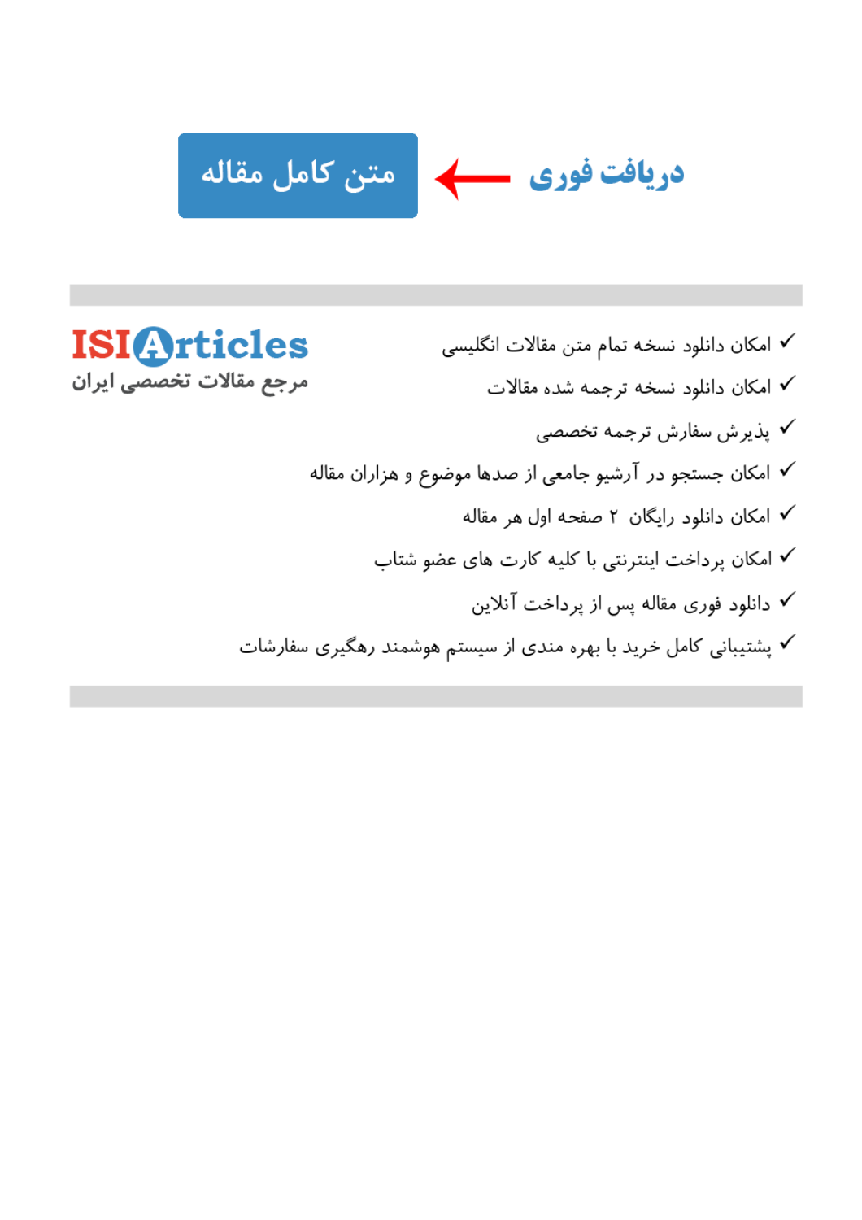دریافت فوری ← متن کامل مقاله

**ISIArticles**
مرجع مقالات تخصصی ایران

- ✓ امکان دانلود نسخه تمام متن مقالات انگلیسی
- ✓ امکان دانلود نسخه ترجمه شده مقالات
- ✓ پذیرش سفارش ترجمه تخصصی
- ✓ امکان جستجو در آرشیو جامعی از صدها موضوع و هزاران مقاله
- ✓ امکان دانلود رایگان ۲ صفحه اول هر مقاله
- ✓ امکان پرداخت اینترنتی با کلیه کارت های عضو شتاب
- ✓ دانلود فوری مقاله پس از پرداخت آنلاین
- ✓ پشتیبانی کامل خرید با بهره مندی از سیستم هوشمند رهگیری سفارشات